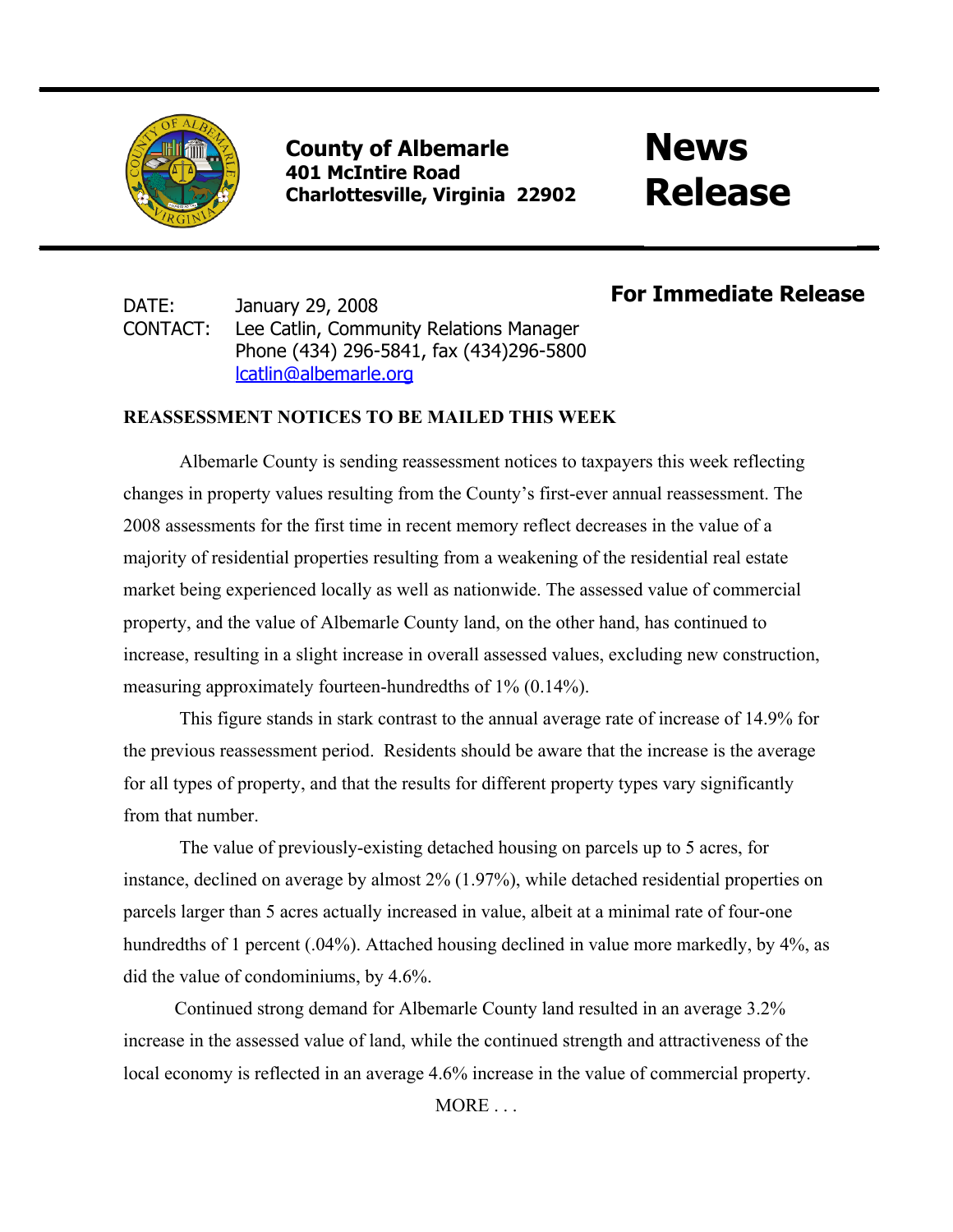**County of Albemarle**
**401 McIntire Road**
**Charlottesville, Virginia 22902**

# News Release

**For Immediate Release**

DATE: January 29, 2008
CONTACT: Lee Catlin, Community Relations Manager
Phone (434) 296-5841, fax (434)296-5800
lcatlin@albemarle.org

## REASSESSMENT NOTICES TO BE MAILED THIS WEEK

Albemarle County is sending reassessment notices to taxpayers this week reflecting changes in property values resulting from the County's first-ever annual reassessment. The 2008 assessments for the first time in recent memory reflect decreases in the value of a majority of residential properties resulting from a weakening of the residential real estate market being experienced locally as well as nationwide. The assessed value of commercial property, and the value of Albemarle County land, on the other hand, has continued to increase, resulting in a slight increase in overall assessed values, excluding new construction, measuring approximately fourteen-hundredths of 1% (0.14%).

This figure stands in stark contrast to the annual average rate of increase of 14.9% for the previous reassessment period. Residents should be aware that the increase is the average for all types of property, and that the results for different property types vary significantly from that number.

The value of previously-existing detached housing on parcels up to 5 acres, for instance, declined on average by almost 2% (1.97%), while detached residential properties on parcels larger than 5 acres actually increased in value, albeit at a minimal rate of four-one hundredths of 1 percent (.04%). Attached housing declined in value more markedly, by 4%, as did the value of condominiums, by 4.6%.

Continued strong demand for Albemarle County land resulted in an average 3.2% increase in the assessed value of land, while the continued strength and attractiveness of the local economy is reflected in an average 4.6% increase in the value of commercial property.

MORE . . .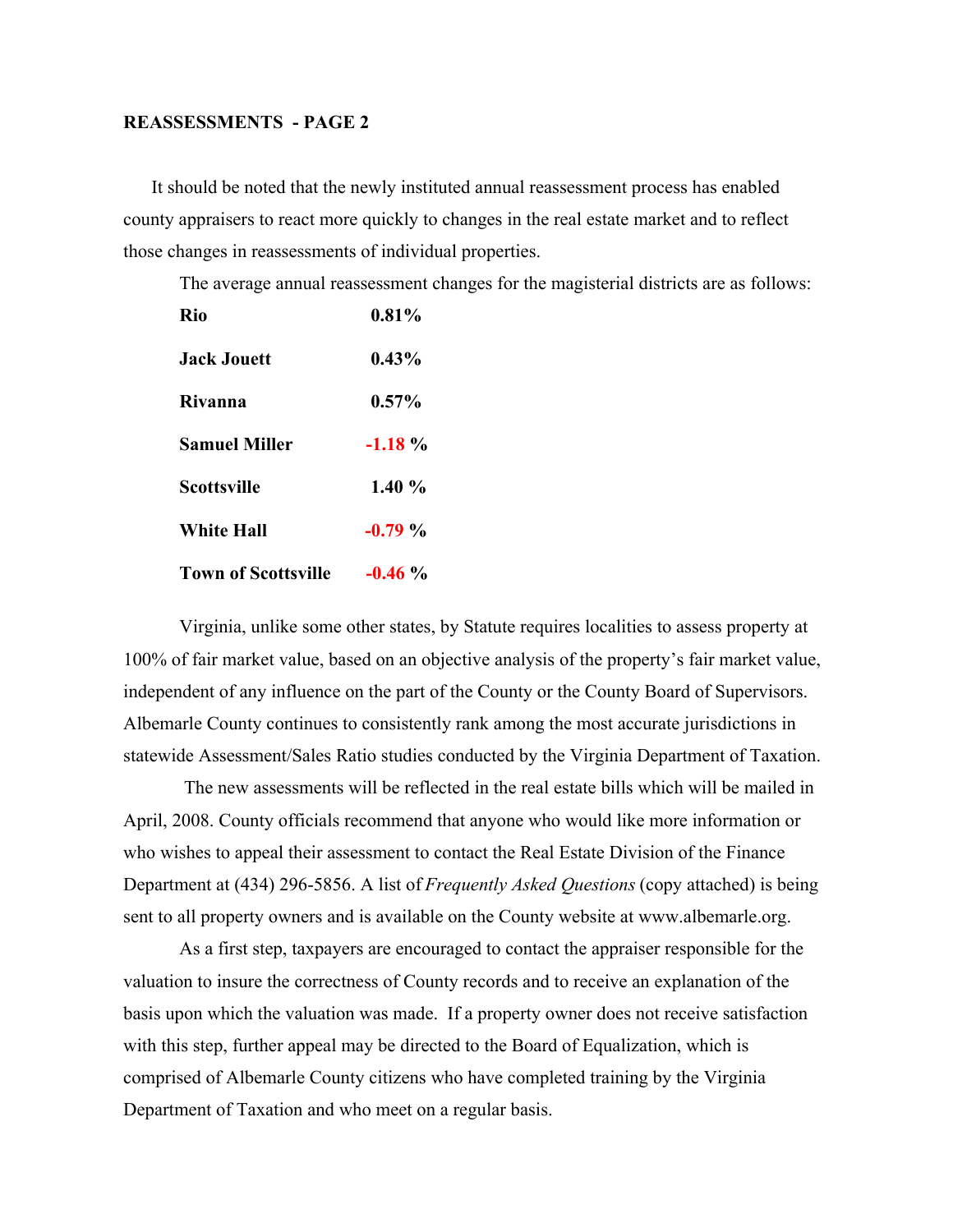**REASSESSMENTS - PAGE 2**

It should be noted that the newly instituted annual reassessment process has enabled county appraisers to react more quickly to changes in the real estate market and to reflect those changes in reassessments of individual properties.

The average annual reassessment changes for the magisterial districts are as follows:

| | |
|---|---|
| **Rio** | **0.81%** |
| **Jack Jouett** | **0.43%** |
| **Rivanna** | **0.57%** |
| **Samuel Miller** | **-1.18 %** |
| **Scottsville** | **1.40 %** |
| **White Hall** | **-0.79 %** |
| **Town of Scottsville** | **-0.46 %** |

Virginia, unlike some other states, by Statute requires localities to assess property at 100% of fair market value, based on an objective analysis of the property's fair market value, independent of any influence on the part of the County or the County Board of Supervisors. Albemarle County continues to consistently rank among the most accurate jurisdictions in statewide Assessment/Sales Ratio studies conducted by the Virginia Department of Taxation.

The new assessments will be reflected in the real estate bills which will be mailed in April, 2008. County officials recommend that anyone who would like more information or who wishes to appeal their assessment to contact the Real Estate Division of the Finance Department at (434) 296-5856. A list of *Frequently Asked Questions* (copy attached) is being sent to all property owners and is available on the County website at www.albemarle.org.

As a first step, taxpayers are encouraged to contact the appraiser responsible for the valuation to insure the correctness of County records and to receive an explanation of the basis upon which the valuation was made. If a property owner does not receive satisfaction with this step, further appeal may be directed to the Board of Equalization, which is comprised of Albemarle County citizens who have completed training by the Virginia Department of Taxation and who meet on a regular basis.